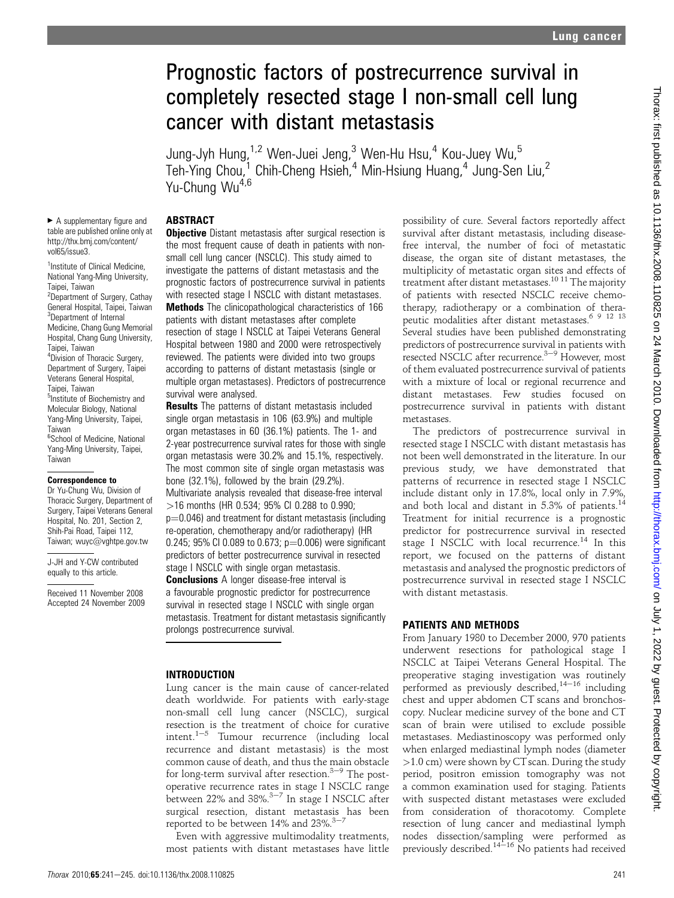# Prognostic factors of postrecurrence survival in completely resected stage I non-small cell lung cancer with distant metastasis

Jung-Jyh Hung,[1,2] Wen-Juei Jeng,[3] Wen-Hu Hsu,[4] Kou-Juey Wu,[5] Teh-Ying Chou,[1] Chih-Cheng Hsieh,[4] Min-Hsiung Huang,[4] Jung-Sen Liu,[2] Yu-Chung Wu[4,6]

► A supplementary figure and table are published online only at http://thx.bmj.com/content/vol65/issue3.

[1]Institute of Clinical Medicine, National Yang-Ming University, Taipei, Taiwan
[2]Department of Surgery, Cathay General Hospital, Taipei, Taiwan
[3]Department of Internal Medicine, Chang Gung Memorial Hospital, Chang Gung University, Taipei, Taiwan
[4]Division of Thoracic Surgery, Department of Surgery, Taipei Veterans General Hospital, Taipei, Taiwan
[5]Institute of Biochemistry and Molecular Biology, National Yang-Ming University, Taipei, Taiwan
[6]School of Medicine, National Yang-Ming University, Taipei, Taiwan

**Correspondence to**
Dr Yu-Chung Wu, Division of Thoracic Surgery, Department of Surgery, Taipei Veterans General Hospital, No. 201, Section 2, Shih-Pai Road, Taipei 112, Taiwan; wuyc@vghtpe.gov.tw

J-JH and Y-CW contributed equally to this article.

Received 11 November 2008
Accepted 24 November 2009

## ABSTRACT

**Objective** Distant metastasis after surgical resection is the most frequent cause of death in patients with non-small cell lung cancer (NSCLC). This study aimed to investigate the patterns of distant metastasis and the prognostic factors of postrecurrence survival in patients with resected stage I NSCLC with distant metastases.

**Methods** The clinicopathological characteristics of 166 patients with distant metastases after complete resection of stage I NSCLC at Taipei Veterans General Hospital between 1980 and 2000 were retrospectively reviewed. The patients were divided into two groups according to patterns of distant metastasis (single or multiple organ metastases). Predictors of postrecurrence survival were analysed.

**Results** The patterns of distant metastasis included single organ metastasis in 106 (63.9%) and multiple organ metastases in 60 (36.1%) patients. The 1- and 2-year postrecurrence survival rates for those with single organ metastasis were 30.2% and 15.1%, respectively. The most common site of single organ metastasis was bone (32.1%), followed by the brain (29.2%). Multivariate analysis revealed that disease-free interval >16 months (HR 0.534; 95% CI 0.288 to 0.990; $p=0.046$) and treatment for distant metastasis (including re-operation, chemotherapy and/or radiotherapy) (HR 0.245; 95% CI 0.089 to 0.673; $p=0.006$) were significant predictors of better postrecurrence survival in resected stage I NSCLC with single organ metastasis.

**Conclusions** A longer disease-free interval is a favourable prognostic predictor for postrecurrence survival in resected stage I NSCLC with single organ metastasis. Treatment for distant metastasis significantly prolongs postrecurrence survival.

## INTRODUCTION

Lung cancer is the main cause of cancer-related death worldwide. For patients with early-stage non-small cell lung cancer (NSCLC), surgical resection is the treatment of choice for curative intent.[1–5] Tumour recurrence (including local recurrence and distant metastasis) is the most common cause of death, and thus the main obstacle for long-term survival after resection.[3–9] The postoperative recurrence rates in stage I NSCLC range between 22% and 38%.[3–7] In stage I NSCLC after surgical resection, distant metastasis has been reported to be between 14% and 23%.[3–7]

Even with aggressive multimodality treatments, most patients with distant metastases have little possibility of cure. Several factors reportedly affect survival after distant metastasis, including disease-free interval, the number of foci of metastatic disease, the organ site of distant metastases, the multiplicity of metastatic organ sites and effects of treatment after distant metastases.[10 11] The majority of patients with resected NSCLC receive chemotherapy, radiotherapy or a combination of therapeutic modalities after distant metastases.[6 9 12 13] Several studies have been published demonstrating predictors of postrecurrence survival in patients with resected NSCLC after recurrence.[3–9] However, most of them evaluated postrecurrence survival of patients with a mixture of local or regional recurrence and distant metastases. Few studies focused on postrecurrence survival in patients with distant metastases.

The predictors of postrecurrence survival in resected stage I NSCLC with distant metastasis has not been well demonstrated in the literature. In our previous study, we have demonstrated that patterns of recurrence in resected stage I NSCLC include distant only in 17.8%, local only in 7.9%, and both local and distant in 5.3% of patients.[14] Treatment for initial recurrence is a prognostic predictor for postrecurrence survival in resected stage I NSCLC with local recurrence.[14] In this report, we focused on the patterns of distant metastasis and analysed the prognostic predictors of postrecurrence survival in resected stage I NSCLC with distant metastasis.

## PATIENTS AND METHODS

From January 1980 to December 2000, 970 patients underwent resections for pathological stage I NSCLC at Taipei Veterans General Hospital. The preoperative staging investigation was routinely performed as previously described,[14–16] including chest and upper abdomen CT scans and bronchoscopy. Nuclear medicine survey of the bone and CT scan of brain were utilised to exclude possible metastases. Mediastinoscopy was performed only when enlarged mediastinal lymph nodes (diameter >1.0 cm) were shown by CT scan. During the study period, positron emission tomography was not a common examination used for staging. Patients with suspected distant metastases were excluded from consideration of thoracotomy. Complete resection of lung cancer and mediastinal lymph nodes dissection/sampling were performed as previously described.[14–16] No patients had received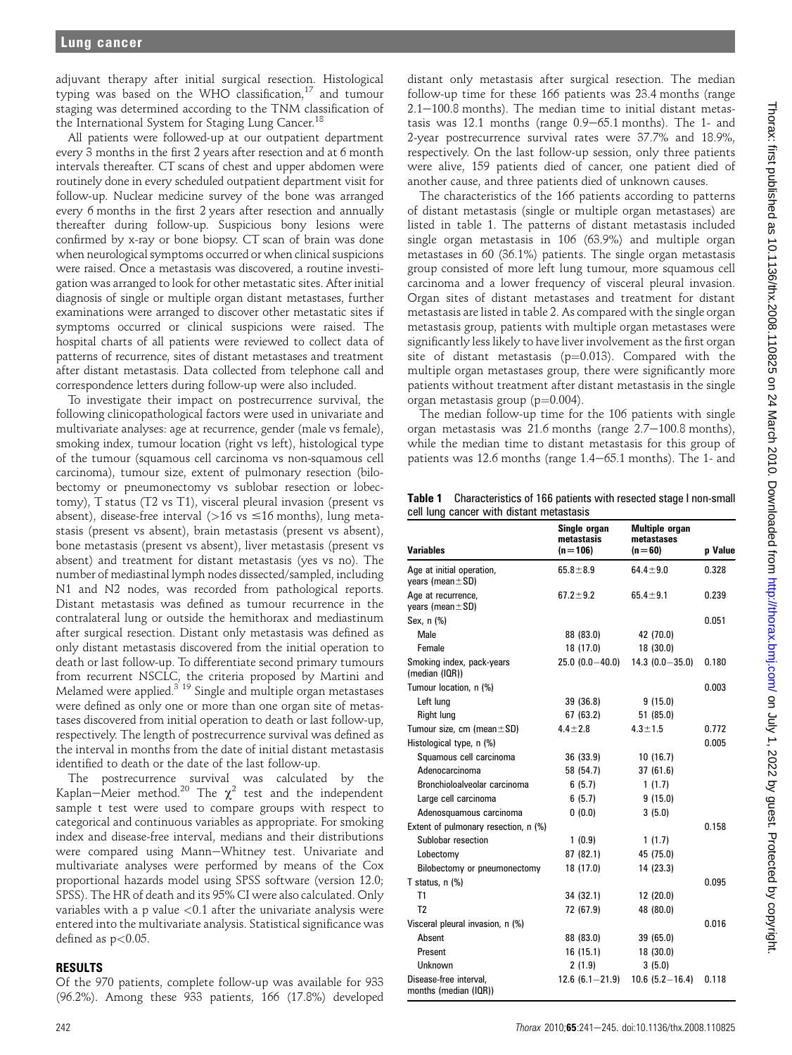adjuvant therapy after initial surgical resection. Histological typing was based on the WHO classification,[17] and tumour staging was determined according to the TNM classification of the International System for Staging Lung Cancer.[18]

All patients were followed-up at our outpatient department every 3 months in the first 2 years after resection and at 6 month intervals thereafter. CT scans of chest and upper abdomen were routinely done in every scheduled outpatient department visit for follow-up. Nuclear medicine survey of the bone was arranged every 6 months in the first 2 years after resection and annually thereafter during follow-up. Suspicious bony lesions were confirmed by x-ray or bone biopsy. CT scan of brain was done when neurological symptoms occurred or when clinical suspicions were raised. Once a metastasis was discovered, a routine investigation was arranged to look for other metastatic sites. After initial diagnosis of single or multiple organ distant metastases, further examinations were arranged to discover other metastatic sites if symptoms occurred or clinical suspicions were raised. The hospital charts of all patients were reviewed to collect data of patterns of recurrence, sites of distant metastases and treatment after distant metastasis. Data collected from telephone call and correspondence letters during follow-up were also included.

To investigate their impact on postrecurrence survival, the following clinicopathological factors were used in univariate and multivariate analyses: age at recurrence, gender (male vs female), smoking index, tumour location (right vs left), histological type of the tumour (squamous cell carcinoma vs non-squamous cell carcinoma), tumour size, extent of pulmonary resection (bilobectomy or pneumonectomy vs sublobar resection or lobectomy), T status (T2 vs T1), visceral pleural invasion (present vs absent), disease-free interval (>16 vs ≤16 months), lung metastasis (present vs absent), brain metastasis (present vs absent), bone metastasis (present vs absent), liver metastasis (present vs absent) and treatment for distant metastasis (yes vs no). The number of mediastinal lymph nodes dissected/sampled, including N1 and N2 nodes, was recorded from pathological reports. Distant metastasis was defined as tumour recurrence in the contralateral lung or outside the hemithorax and mediastinum after surgical resection. Distant only metastasis was defined as only distant metastasis discovered from the initial operation to death or last follow-up. To differentiate second primary tumours from recurrent NSCLC, the criteria proposed by Martini and Melamed were applied.[5 19] Single and multiple organ metastases were defined as only one or more than one organ site of metastases discovered from initial operation to death or last follow-up, respectively. The length of postrecurrence survival was defined as the interval in months from the date of initial distant metastasis identified to death or the date of the last follow-up.

The postrecurrence survival was calculated by the Kaplan–Meier method.[20] The $\chi^2$ test and the independent sample t test were used to compare groups with respect to categorical and continuous variables as appropriate. For smoking index and disease-free interval, medians and their distributions were compared using Mann–Whitney test. Univariate and multivariate analyses were performed by means of the Cox proportional hazards model using SPSS software (version 12.0; SPSS). The HR of death and its 95% CI were also calculated. Only variables with a p value <0.1 after the univariate analysis were entered into the multivariate analysis. Statistical significance was defined as $p<0.05$.

## RESULTS

Of the 970 patients, complete follow-up was available for 933 (96.2%). Among these 933 patients, 166 (17.8%) developed distant only metastasis after surgical resection. The median follow-up time for these 166 patients was 23.4 months (range 2.1–100.8 months). The median time to initial distant metastasis was 12.1 months (range 0.9–65.1 months). The 1- and 2-year postrecurrence survival rates were 37.7% and 18.9%, respectively. On the last follow-up session, only three patients were alive, 159 patients died of cancer, one patient died of another cause, and three patients died of unknown causes.

The characteristics of the 166 patients according to patterns of distant metastasis (single or multiple organ metastases) are listed in table 1. The patterns of distant metastasis included single organ metastasis in 106 (63.9%) and multiple organ metastases in 60 (36.1%) patients. The single organ metastasis group consisted of more left lung tumour, more squamous cell carcinoma and a lower frequency of visceral pleural invasion. Organ sites of distant metastases and treatment for distant metastasis are listed in table 2. As compared with the single organ metastasis group, patients with multiple organ metastases were significantly less likely to have liver involvement as the first organ site of distant metastasis (p=0.013). Compared with the multiple organ metastases group, there were significantly more patients without treatment after distant metastasis in the single organ metastasis group (p=0.004).

The median follow-up time for the 106 patients with single organ metastasis was 21.6 months (range 2.7–100.8 months), while the median time to distant metastasis for this group of patients was 12.6 months (range 1.4–65.1 months). The 1- and

**Table 1** Characteristics of 166 patients with resected stage I non-small cell lung cancer with distant metastasis

| Variables | Single organ metastasis (n=106) | Multiple organ metastases (n=60) | p Value |
|---|---|---|---|
| Age at initial operation, years (mean±SD) | 65.8±8.9 | 64.4±9.0 | 0.328 |
| Age at recurrence, years (mean±SD) | 67.2±9.2 | 65.4±9.1 | 0.239 |
| Sex, n (%) | | | 0.051 |
| Male | 88 (83.0) | 42 (70.0) | |
| Female | 18 (17.0) | 18 (30.0) | |
| Smoking index, pack-years (median (IQR)) | 25.0 (0.0–40.0) | 14.3 (0.0–35.0) | 0.180 |
| Tumour location, n (%) | | | 0.003 |
| Left lung | 39 (36.8) | 9 (15.0) | |
| Right lung | 67 (63.2) | 51 (85.0) | |
| Tumour size, cm (mean±SD) | 4.4±2.8 | 4.3±1.5 | 0.772 |
| Histological type, n (%) | | | 0.005 |
| Squamous cell carcinoma | 36 (33.9) | 10 (16.7) | |
| Adenocarcinoma | 58 (54.7) | 37 (61.6) | |
| Bronchioloalveolar carcinoma | 6 (5.7) | 1 (1.7) | |
| Large cell carcinoma | 6 (5.7) | 9 (15.0) | |
| Adenosquamous carcinoma | 0 (0.0) | 3 (5.0) | |
| Extent of pulmonary resection, n (%) | | | 0.158 |
| Sublobar resection | 1 (0.9) | 1 (1.7) | |
| Lobectomy | 87 (82.1) | 45 (75.0) | |
| Bilobectomy or pneumonectomy | 18 (17.0) | 14 (23.3) | |
| T status, n (%) | | | 0.095 |
| T1 | 34 (32.1) | 12 (20.0) | |
| T2 | 72 (67.9) | 48 (80.0) | |
| Visceral pleural invasion, n (%) | | | 0.016 |
| Absent | 88 (83.0) | 39 (65.0) | |
| Present | 16 (15.1) | 18 (30.0) | |
| Unknown | 2 (1.9) | 3 (5.0) | |
| Disease-free interval, months (median (IQR)) | 12.6 (6.1–21.9) | 10.6 (5.2–16.4) | 0.118 |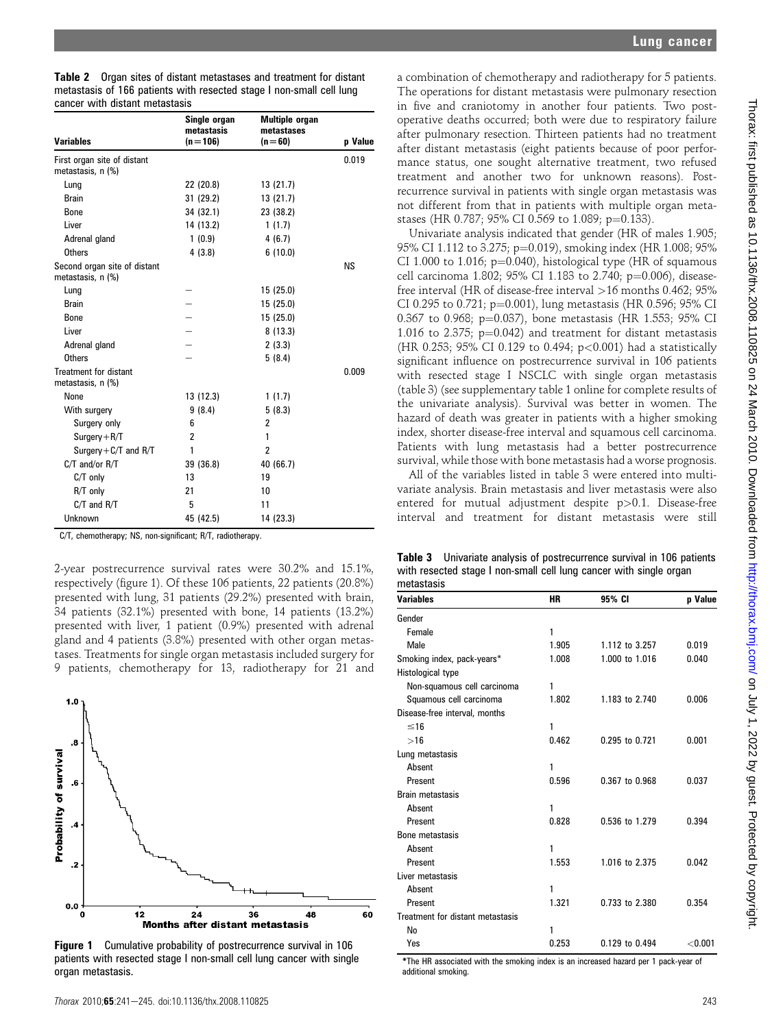**Table 2** Organ sites of distant metastases and treatment for distant metastasis of 166 patients with resected stage I non-small cell lung cancer with distant metastasis

| Variables | Single organ metastasis (n=106) | Multiple organ metastases (n=60) | p Value |
|---|---|---|---|
| First organ site of distant metastasis, n (%) | | | 0.019 |
| Lung | 22 (20.8) | 13 (21.7) | |
| Brain | 31 (29.2) | 13 (21.7) | |
| Bone | 34 (32.1) | 23 (38.2) | |
| Liver | 14 (13.2) | 1 (1.7) | |
| Adrenal gland | 1 (0.9) | 4 (6.7) | |
| Others | 4 (3.8) | 6 (10.0) | |
| Second organ site of distant metastasis, n (%) | | | NS |
| Lung | – | 15 (25.0) | |
| Brain | – | 15 (25.0) | |
| Bone | – | 15 (25.0) | |
| Liver | – | 8 (13.3) | |
| Adrenal gland | – | 2 (3.3) | |
| Others | – | 5 (8.4) | |
| Treatment for distant metastasis, n (%) | | | 0.009 |
| None | 13 (12.3) | 1 (1.7) | |
| With surgery | 9 (8.4) | 5 (8.3) | |
| Surgery only | 6 | 2 | |
| Surgery+R/T | 2 | 1 | |
| Surgery+C/T and R/T | 1 | 2 | |
| C/T and/or R/T | 39 (36.8) | 40 (66.7) | |
| C/T only | 13 | 19 | |
| R/T only | 21 | 10 | |
| C/T and R/T | 5 | 11 | |
| Unknown | 45 (42.5) | 14 (23.3) | |

C/T, chemotherapy; NS, non-significant; R/T, radiotherapy.

2-year postrecurrence survival rates were 30.2% and 15.1%, respectively (figure 1). Of these 106 patients, 22 patients (20.8%) presented with lung, 31 patients (29.2%) presented with brain, 34 patients (32.1%) presented with bone, 14 patients (13.2%) presented with liver, 1 patient (0.9%) presented with adrenal gland and 4 patients (3.8%) presented with other organ metastases. Treatments for single organ metastasis included surgery for 9 patients, chemotherapy for 13, radiotherapy for 21 and a combination of chemotherapy and radiotherapy for 5 patients. The operations for distant metastasis were pulmonary resection in five and craniotomy in another four patients. Two postoperative deaths occurred; both were due to respiratory failure after pulmonary resection. Thirteen patients had no treatment after distant metastasis (eight patients because of poor performance status, one sought alternative treatment, two refused treatment and another two for unknown reasons). Postrecurrence survival in patients with single organ metastasis was not different from that in patients with multiple organ metastases (HR 0.787; 95% CI 0.569 to 1.089; $p=0.133$).

Figure 1 Cumulative probability of postrecurrence survival in 106 patients with resected stage I non-small cell lung cancer with single organ metastasis.

Univariate analysis indicated that gender (HR of males 1.905; 95% CI 1.112 to 3.275; $p=0.019$), smoking index (HR 1.008; 95% CI 1.000 to 1.016; $p=0.040$), histological type (HR of squamous cell carcinoma 1.802; 95% CI 1.183 to 2.740; $p=0.006$), disease-free interval (HR of disease-free interval >16 months 0.462; 95% CI 0.295 to 0.721; $p=0.001$), lung metastasis (HR 0.596; 95% CI 0.367 to 0.968; $p=0.037$), bone metastasis (HR 1.553; 95% CI 1.016 to 2.375; $p=0.042$) and treatment for distant metastasis (HR 0.253; 95% CI 0.129 to 0.494; $p<0.001$) had a statistically significant influence on postrecurrence survival in 106 patients with resected stage I NSCLC with single organ metastasis (table 3) (see supplementary table 1 online for complete results of the univariate analysis). Survival was better in women. The hazard of death was greater in patients with a higher smoking index, shorter disease-free interval and squamous cell carcinoma. Patients with lung metastasis had a better postrecurrence survival, while those with bone metastasis had a worse prognosis.

All of the variables listed in table 3 were entered into multivariate analysis. Brain metastasis and liver metastasis were also entered for mutual adjustment despite $p>0.1$. Disease-free interval and treatment for distant metastasis were still

**Table 3** Univariate analysis of postrecurrence survival in 106 patients with resected stage I non-small cell lung cancer with single organ metastasis

| Variables | HR | 95% CI | p Value |
|---|---|---|---|
| Gender | | | |
| Female | 1 | | |
| Male | 1.905 | 1.112 to 3.257 | 0.019 |
| Smoking index, pack-years* | 1.008 | 1.000 to 1.016 | 0.040 |
| Histological type | | | |
| Non-squamous cell carcinoma | 1 | | |
| Squamous cell carcinoma | 1.802 | 1.183 to 2.740 | 0.006 |
| Disease-free interval, months | | | |
| ≤16 | 1 | | |
| >16 | 0.462 | 0.295 to 0.721 | 0.001 |
| Lung metastasis | | | |
| Absent | 1 | | |
| Present | 0.596 | 0.367 to 0.968 | 0.037 |
| Brain metastasis | | | |
| Absent | 1 | | |
| Present | 0.828 | 0.536 to 1.279 | 0.394 |
| Bone metastasis | | | |
| Absent | 1 | | |
| Present | 1.553 | 1.016 to 2.375 | 0.042 |
| Liver metastasis | | | |
| Absent | 1 | | |
| Present | 1.321 | 0.733 to 2.380 | 0.354 |
| Treatment for distant metastasis | | | |
| No | 1 | | |
| Yes | 0.253 | 0.129 to 0.494 | <0.001 |

*The HR associated with the smoking index is an increased hazard per 1 pack-year of additional smoking.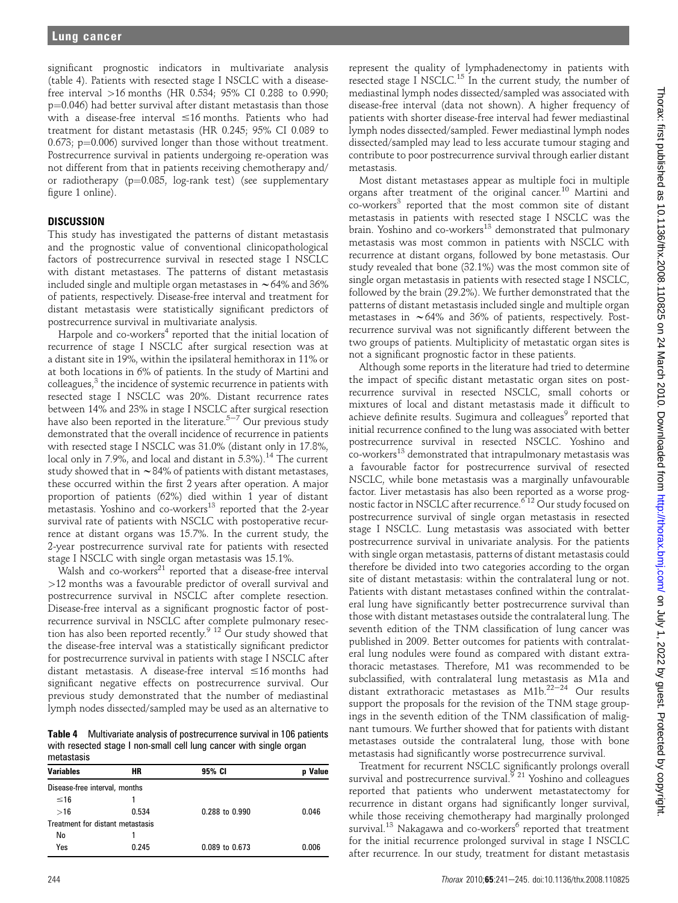significant prognostic indicators in multivariate analysis (table 4). Patients with resected stage I NSCLC with a disease-free interval >16 months (HR 0.534; 95% CI 0.288 to 0.990; p=0.046) had better survival after distant metastasis than those with a disease-free interval ≤16 months. Patients who had treatment for distant metastasis (HR 0.245; 95% CI 0.089 to 0.673; p=0.006) survived longer than those without treatment. Postrecurrence survival in patients undergoing re-operation was not different from that in patients receiving chemotherapy and/or radiotherapy (p=0.085, log-rank test) (see supplementary figure 1 online).

## DISCUSSION

This study has investigated the patterns of distant metastasis and the prognostic value of conventional clinicopathological factors of postrecurrence survival in resected stage I NSCLC with distant metastases. The patterns of distant metastasis included single and multiple organ metastases in ~64% and 36% of patients, respectively. Disease-free interval and treatment for distant metastasis were statistically significant predictors of postrecurrence survival in multivariate analysis.

Harpole and co-workers[4] reported that the initial location of recurrence of stage I NSCLC after surgical resection was at a distant site in 19%, within the ipsilateral hemithorax in 11% or at both locations in 6% of patients. In the study of Martini and colleagues,[3] the incidence of systemic recurrence in patients with resected stage I NSCLC was 20%. Distant recurrence rates between 14% and 23% in stage I NSCLC after surgical resection have also been reported in the literature.[5–7] Our previous study demonstrated that the overall incidence of recurrence in patients with resected stage I NSCLC was 31.0% (distant only in 17.8%, local only in 7.9%, and local and distant in 5.3%).[14] The current study showed that in ~84% of patients with distant metastases, these occurred within the first 2 years after operation. A major proportion of patients (62%) died within 1 year of distant metastasis. Yoshino and co-workers[13] reported that the 2-year survival rate of patients with NSCLC with postoperative recurrence at distant organs was 15.7%. In the current study, the 2-year postrecurrence survival rate for patients with resected stage I NSCLC with single organ metastasis was 15.1%.

Walsh and co-workers[21] reported that a disease-free interval >12 months was a favourable predictor of overall survival and postrecurrence survival in NSCLC after complete resection. Disease-free interval as a significant prognostic factor of postrecurrence survival in NSCLC after complete pulmonary resection has also been reported recently.[9 12] Our study showed that the disease-free interval was a statistically significant predictor for postrecurrence survival in patients with stage I NSCLC after distant metastasis. A disease-free interval ≤16 months had significant negative effects on postrecurrence survival. Our previous study demonstrated that the number of mediastinal lymph nodes dissected/sampled may be used as an alternative to

**Table 4** Multivariate analysis of postrecurrence survival in 106 patients with resected stage I non-small cell lung cancer with single organ metastasis

| Variables | HR | 95% CI | p Value |
|---|---|---|---|
| Disease-free interval, months | | | |
| ≤16 | 1 | | |
| >16 | 0.534 | 0.288 to 0.990 | 0.046 |
| Treatment for distant metastasis | | | |
| No | 1 | | |
| Yes | 0.245 | 0.089 to 0.673 | 0.006 |

represent the quality of lymphadenectomy in patients with resected stage I NSCLC.[15] In the current study, the number of mediastinal lymph nodes dissected/sampled was associated with disease-free interval (data not shown). A higher frequency of patients with shorter disease-free interval had fewer mediastinal lymph nodes dissected/sampled. Fewer mediastinal lymph nodes dissected/sampled may lead to less accurate tumour staging and contribute to poor postrecurrence survival through earlier distant metastasis.

Most distant metastases appear as multiple foci in multiple organs after treatment of the original cancer.[10] Martini and co-workers[3] reported that the most common site of distant metastasis in patients with resected stage I NSCLC was the brain. Yoshino and co-workers[13] demonstrated that pulmonary metastasis was most common in patients with NSCLC with recurrence at distant organs, followed by bone metastasis. Our study revealed that bone (32.1%) was the most common site of single organ metastasis in patients with resected stage I NSCLC, followed by the brain (29.2%). We further demonstrated that the patterns of distant metastasis included single and multiple organ metastases in ~64% and 36% of patients, respectively. Postrecurrence survival was not significantly different between the two groups of patients. Multiplicity of metastatic organ sites is not a significant prognostic factor in these patients.

Although some reports in the literature had tried to determine the impact of specific distant metastatic organ sites on postrecurrence survival in resected NSCLC, small cohorts or mixtures of local and distant metastasis made it difficult to achieve definite results. Sugimura and colleagues[9] reported that initial recurrence confined to the lung was associated with better postrecurrence survival in resected NSCLC. Yoshino and co-workers[13] demonstrated that intrapulmonary metastasis was a favourable factor for postrecurrence survival of resected NSCLC, while bone metastasis was a marginally unfavourable factor. Liver metastasis has also been reported as a worse prognostic factor in NSCLC after recurrence.[6 12] Our study focused on postrecurrence survival of single organ metastasis in resected stage I NSCLC. Lung metastasis was associated with better postrecurrence survival in univariate analysis. For the patients with single organ metastasis, patterns of distant metastasis could therefore be divided into two categories according to the organ site of distant metastasis: within the contralateral lung or not. Patients with distant metastases confined within the contralateral lung have significantly better postrecurrence survival than those with distant metastases outside the contralateral lung. The seventh edition of the TNM classification of lung cancer was published in 2009. Better outcomes for patients with contralateral lung nodules were found as compared with distant extrathoracic metastases. Therefore, M1 was recommended to be subclassified, with contralateral lung metastasis as M1a and distant extrathoracic metastases as M1b.[22–24] Our results support the proposals for the revision of the TNM stage groupings in the seventh edition of the TNM classification of malignant tumours. We further showed that for patients with distant metastases outside the contralateral lung, those with bone metastasis had significantly worse postrecurrence survival.

Treatment for recurrent NSCLC significantly prolongs overall survival and postrecurrence survival.[9 21] Yoshino and colleagues reported that patients who underwent metastatectomy for recurrence in distant organs had significantly longer survival, while those receiving chemotherapy had marginally prolonged survival.[13] Nakagawa and co-workers[6] reported that treatment for the initial recurrence prolonged survival in stage I NSCLC after recurrence. In our study, treatment for distant metastasis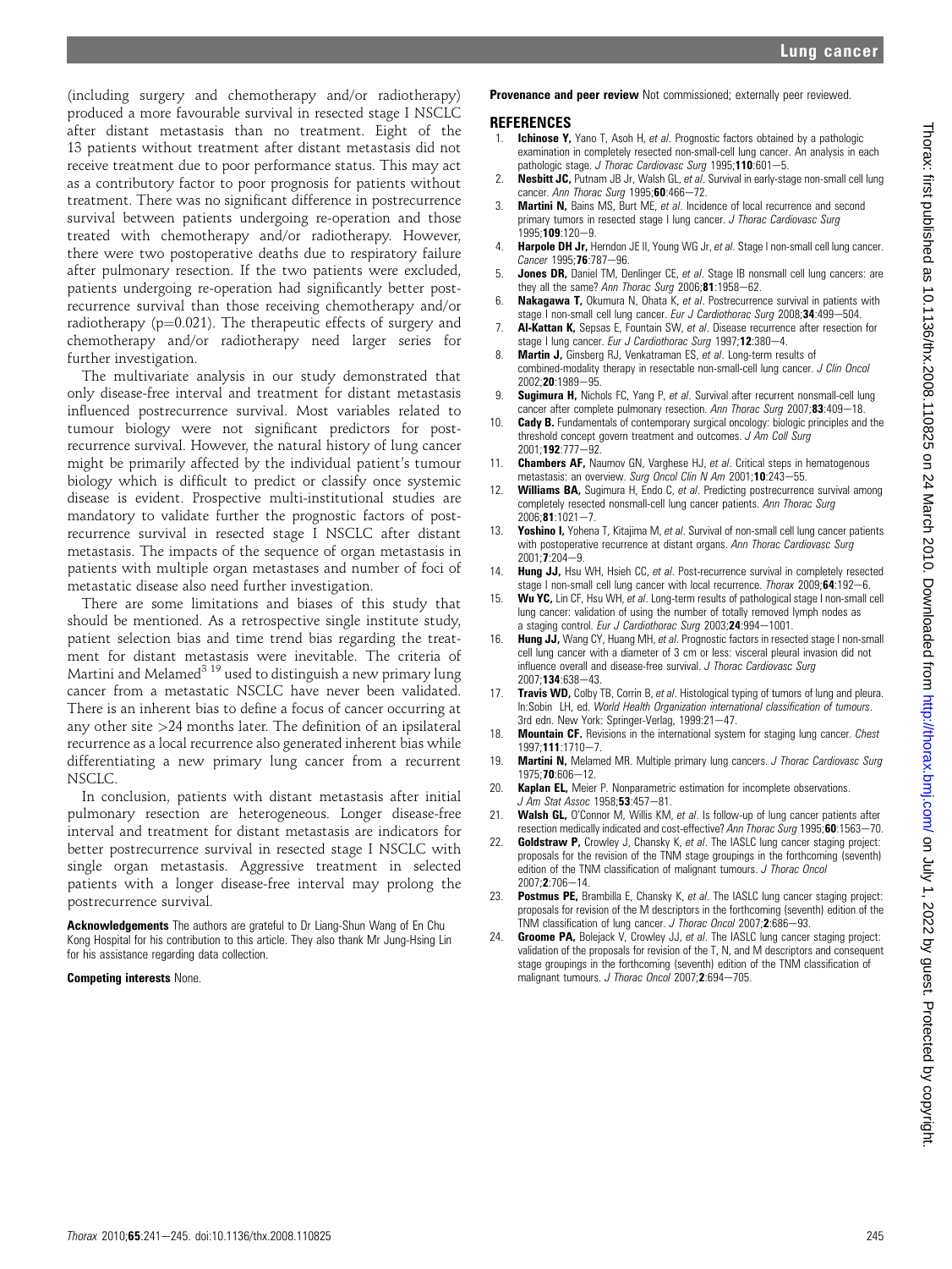(including surgery and chemotherapy and/or radiotherapy) produced a more favourable survival in resected stage I NSCLC after distant metastasis than no treatment. Eight of the 13 patients without treatment after distant metastasis did not receive treatment due to poor performance status. This may act as a contributory factor to poor prognosis for patients without treatment. There was no significant difference in postrecurrence survival between patients undergoing re-operation and those treated with chemotherapy and/or radiotherapy. However, there were two postoperative deaths due to respiratory failure after pulmonary resection. If the two patients were excluded, patients undergoing re-operation had significantly better postrecurrence survival than those receiving chemotherapy and/or radiotherapy ($p=0.021$). The therapeutic effects of surgery and chemotherapy and/or radiotherapy need larger series for further investigation.

The multivariate analysis in our study demonstrated that only disease-free interval and treatment for distant metastasis influenced postrecurrence survival. Most variables related to tumour biology were not significant predictors for postrecurrence survival. However, the natural history of lung cancer might be primarily affected by the individual patient's tumour biology which is difficult to predict or classify once systemic disease is evident. Prospective multi-institutional studies are mandatory to validate further the prognostic factors of postrecurrence survival in resected stage I NSCLC after distant metastasis. The impacts of the sequence of organ metastasis in patients with multiple organ metastases and number of foci of metastatic disease also need further investigation.

There are some limitations and biases of this study that should be mentioned. As a retrospective single institute study, patient selection bias and time trend bias regarding the treatment for distant metastasis were inevitable. The criteria of Martini and Melamed[3 19] used to distinguish a new primary lung cancer from a metastatic NSCLC have never been validated. There is an inherent bias to define a focus of cancer occurring at any other site >24 months later. The definition of an ipsilateral recurrence as a local recurrence also generated inherent bias while differentiating a new primary lung cancer from a recurrent NSCLC.

In conclusion, patients with distant metastasis after initial pulmonary resection are heterogeneous. Longer disease-free interval and treatment for distant metastasis are indicators for better postrecurrence survival in resected stage I NSCLC with single organ metastasis. Aggressive treatment in selected patients with a longer disease-free interval may prolong the postrecurrence survival.

**Acknowledgements** The authors are grateful to Dr Liang-Shun Wang of En Chu Kong Hospital for his contribution to this article. They also thank Mr Jung-Hsing Lin for his assistance regarding data collection.

**Competing interests** None.

**Provenance and peer review** Not commissioned; externally peer reviewed.

## REFERENCES

1. **Ichinose Y,** Yano T, Asoh H, *et al*. Prognostic factors obtained by a pathologic examination in completely resected non-small-cell lung cancer. An analysis in each pathologic stage. *J Thorac Cardiovasc Surg* 1995;**110**:601–5.
2. **Nesbitt JC,** Putnam JB Jr, Walsh GL, *et al*. Survival in early-stage non-small cell lung cancer. *Ann Thorac Surg* 1995;**60**:466–72.
3. **Martini N,** Bains MS, Burt ME, *et al*. Incidence of local recurrence and second primary tumors in resected stage I lung cancer. *J Thorac Cardiovasc Surg* 1995;**109**:120–9.
4. **Harpole DH Jr,** Herndon JE II, Young WG Jr, *et al*. Stage I non-small cell lung cancer. *Cancer* 1995;**76**:787–96.
5. **Jones DR,** Daniel TM, Denlinger CE, *et al*. Stage IB nonsmall cell lung cancers: are they all the same? *Ann Thorac Surg* 2006;**81**:1958–62.
6. **Nakagawa T,** Okumura N, Ohata K, *et al*. Postrecurrence survival in patients with stage I non-small cell lung cancer. *Eur J Cardiothorac Surg* 2008;**34**:499–504.
7. **Al-Kattan K,** Sepsas E, Fountain SW, *et al*. Disease recurrence after resection for stage I lung cancer. *Eur J Cardiothorac Surg* 1997;**12**:380–4.
8. **Martin J,** Ginsberg RJ, Venkatraman ES, *et al*. Long-term results of combined-modality therapy in resectable non-small-cell lung cancer. *J Clin Oncol* 2002;**20**:1989–95.
9. **Sugimura H,** Nichols FC, Yang P, *et al*. Survival after recurrent nonsmall-cell lung cancer after complete pulmonary resection. *Ann Thorac Surg* 2007;**83**:409–18.
10. **Cady B.** Fundamentals of contemporary surgical oncology: biologic principles and the threshold concept govern treatment and outcomes. *J Am Coll Surg* 2001;**192**:777–92.
11. **Chambers AF,** Naumov GN, Varghese HJ, *et al*. Critical steps in hematogenous metastasis: an overview. *Surg Oncol Clin N Am* 2001;**10**:243–55.
12. **Williams BA,** Sugimura H, Endo C, *et al*. Predicting postrecurrence survival among completely resected nonsmall-cell lung cancer patients. *Ann Thorac Surg* 2006;**81**:1021–7.
13. **Yoshino I,** Yohena T, Kitajima M, *et al*. Survival of non-small cell lung cancer patients with postoperative recurrence at distant organs. *Ann Thorac Cardiovasc Surg* 2001;**7**:204–9.
14. **Hung JJ,** Hsu WH, Hsieh CC, *et al*. Post-recurrence survival in completely resected stage I non-small cell lung cancer with local recurrence. *Thorax* 2009;**64**:192–6.
15. **Wu YC,** Lin CF, Hsu WH, *et al*. Long-term results of pathological stage I non-small cell lung cancer: validation of using the number of totally removed lymph nodes as a staging control. *Eur J Cardiothorac Surg* 2003;**24**:994–1001.
16. **Hung JJ,** Wang CY, Huang MH, *et al*. Prognostic factors in resected stage I non-small cell lung cancer with a diameter of 3 cm or less: visceral pleural invasion did not influence overall and disease-free survival. *J Thorac Cardiovasc Surg* 2007;**134**:638–43.
17. **Travis WD,** Colby TB, Corrin B, *et al*. Histological typing of tumors of lung and pleura. In:Sobin LH, ed. *World Health Organization international classification of tumours*. 3rd edn. New York: Springer-Verlag, 1999:21–47.
18. **Mountain CF.** Revisions in the international system for staging lung cancer. *Chest* 1997;**111**:1710–7.
19. **Martini N,** Melamed MR. Multiple primary lung cancers. *J Thorac Cardiovasc Surg* 1975;**70**:606–12.
20. **Kaplan EL,** Meier P. Nonparametric estimation for incomplete observations. *J Am Stat Assoc* 1958;**53**:457–81.
21. **Walsh GL,** O'Connor M, Willis KM, *et al*. Is follow-up of lung cancer patients after resection medically indicated and cost-effective? *Ann Thorac Surg* 1995;**60**:1563–70.
22. **Goldstraw P,** Crowley J, Chansky K, *et al*. The IASLC lung cancer staging project: proposals for the revision of the TNM stage groupings in the forthcoming (seventh) edition of the TNM classification of malignant tumours. *J Thorac Oncol* 2007;**2**:706–14.
23. **Postmus PE,** Brambilla E, Chansky K, *et al*. The IASLC lung cancer staging project: proposals for revision of the M descriptors in the forthcoming (seventh) edition of the TNM classification of lung cancer. *J Thorac Oncol* 2007;**2**:686–93.
24. **Groome PA,** Bolejack V, Crowley JJ, *et al*. The IASLC lung cancer staging project: validation of the proposals for revision of the T, N, and M descriptors and consequent stage groupings in the forthcoming (seventh) edition of the TNM classification of malignant tumours. *J Thorac Oncol* 2007;**2**:694–705.